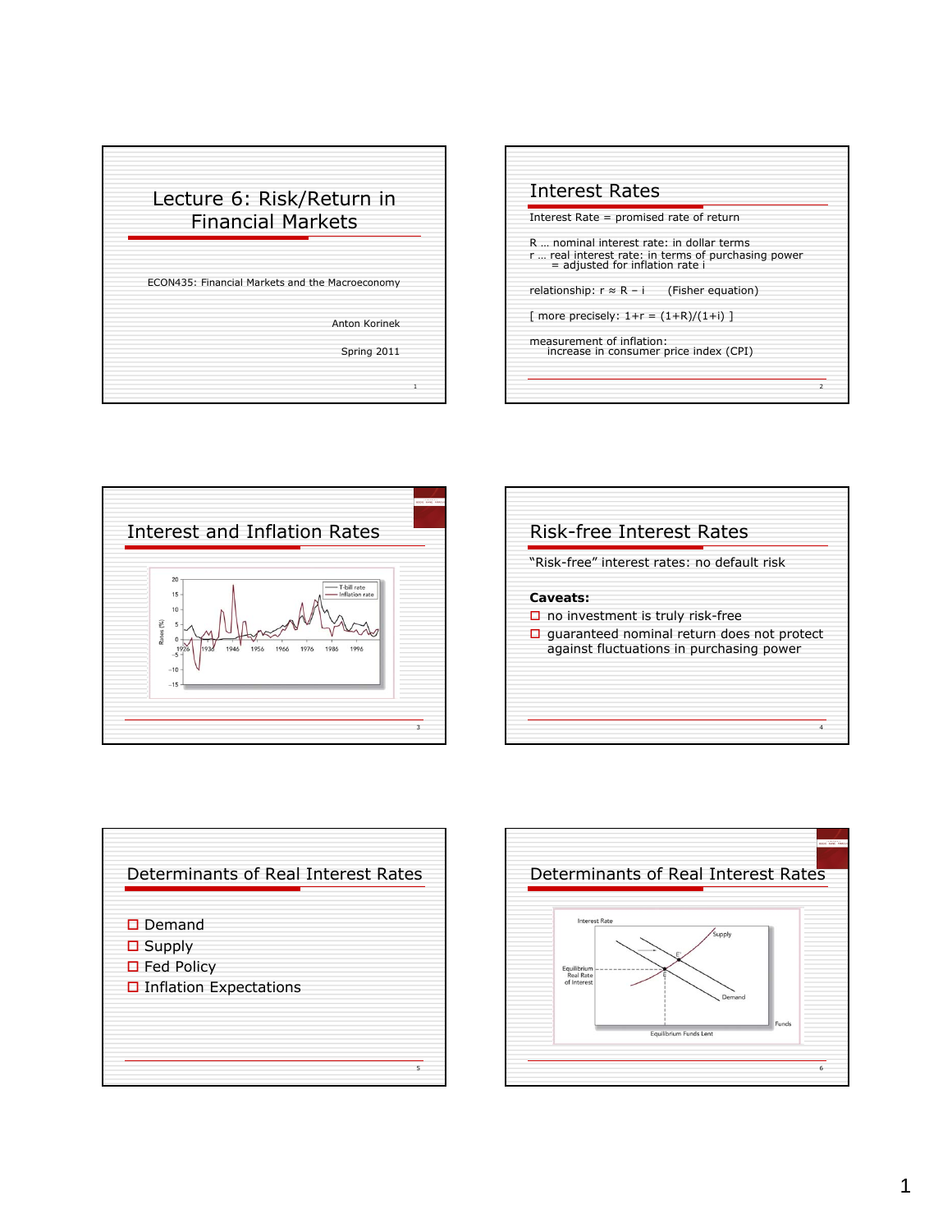# Lecture 6: Risk/Return in Financial Markets

ECON435: Financial Markets and the Macroeconomy

Anton Korinek

Spring 2011

## Interest Rates

Interest Rate = promised rate of return

R … nominal interest rate: in dollar terms
r … real interest rate: in terms of purchasing power
= adjusted for inflation rate i

relationship: $r \approx R - i$ (Fisher equation)

[ more precisely: $1+r = (1+R)/(1+i)$ ]

measurement of inflation:
increase in consumer price index (CPI)

## Interest and Inflation Rates

## Risk-free Interest Rates

"Risk-free" interest rates: no default risk

**Caveats:**

- no investment is truly risk-free
- guaranteed nominal return does not protect against fluctuations in purchasing power

## Determinants of Real Interest Rates

- Demand
- Supply
- Fed Policy
- Inflation Expectations

## Determinants of Real Interest Rates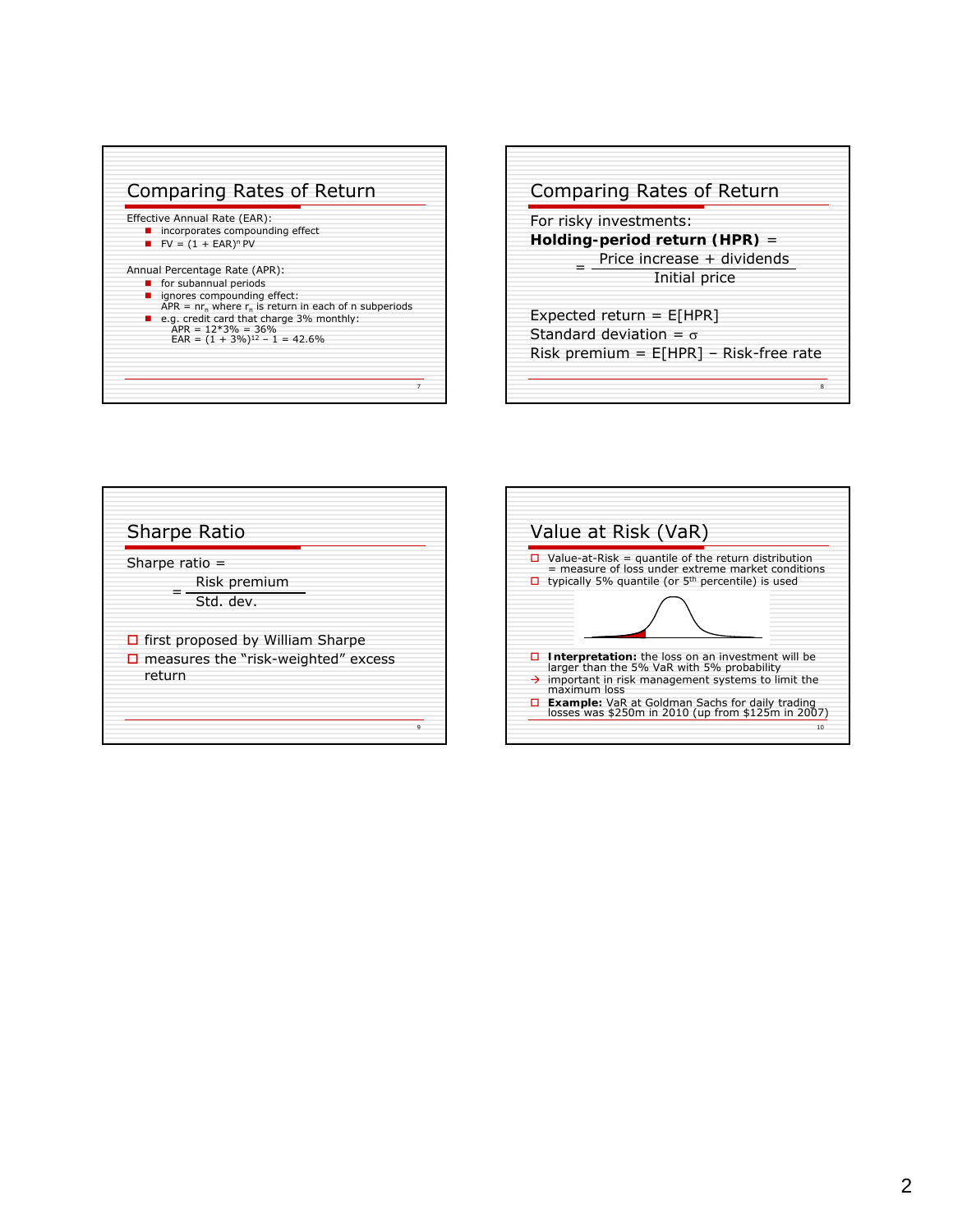## Comparing Rates of Return

Effective Annual Rate (EAR):

- incorporates compounding effect
- FV = $(1 + \text{EAR})^n$ PV

Annual Percentage Rate (APR):

- for subannual periods
- ignores compounding effect:
  APR = $nr_n$ where $r_n$ is return in each of n subperiods
- e.g. credit card that charge 3% monthly:
  APR = 12*3% = 36%
  EAR = $(1 + 3\%)^{12} - 1$ = 42.6%

## Comparing Rates of Return

For risky investments:

**Holding-period return (HPR)** =

$$= \frac{\text{Price increase + dividends}}{\text{Initial price}}$$

Expected return = E[HPR]

Standard deviation = $\sigma$

Risk premium = E[HPR] – Risk-free rate

## Sharpe Ratio

Sharpe ratio =

$$= \frac{\text{Risk premium}}{\text{Std. dev.}}$$

- first proposed by William Sharpe
- measures the "risk-weighted" excess return

## Value at Risk (VaR)

- Value-at-Risk = quantile of the return distribution = measure of loss under extreme market conditions
- typically 5% quantile (or 5th percentile) is used

- **Interpretation:** the loss on an investment will be larger than the 5% VaR with 5% probability
- → important in risk management systems to limit the maximum loss
- **Example:** VaR at Goldman Sachs for daily trading losses was \$250m in 2010 (up from \$125m in 2007)